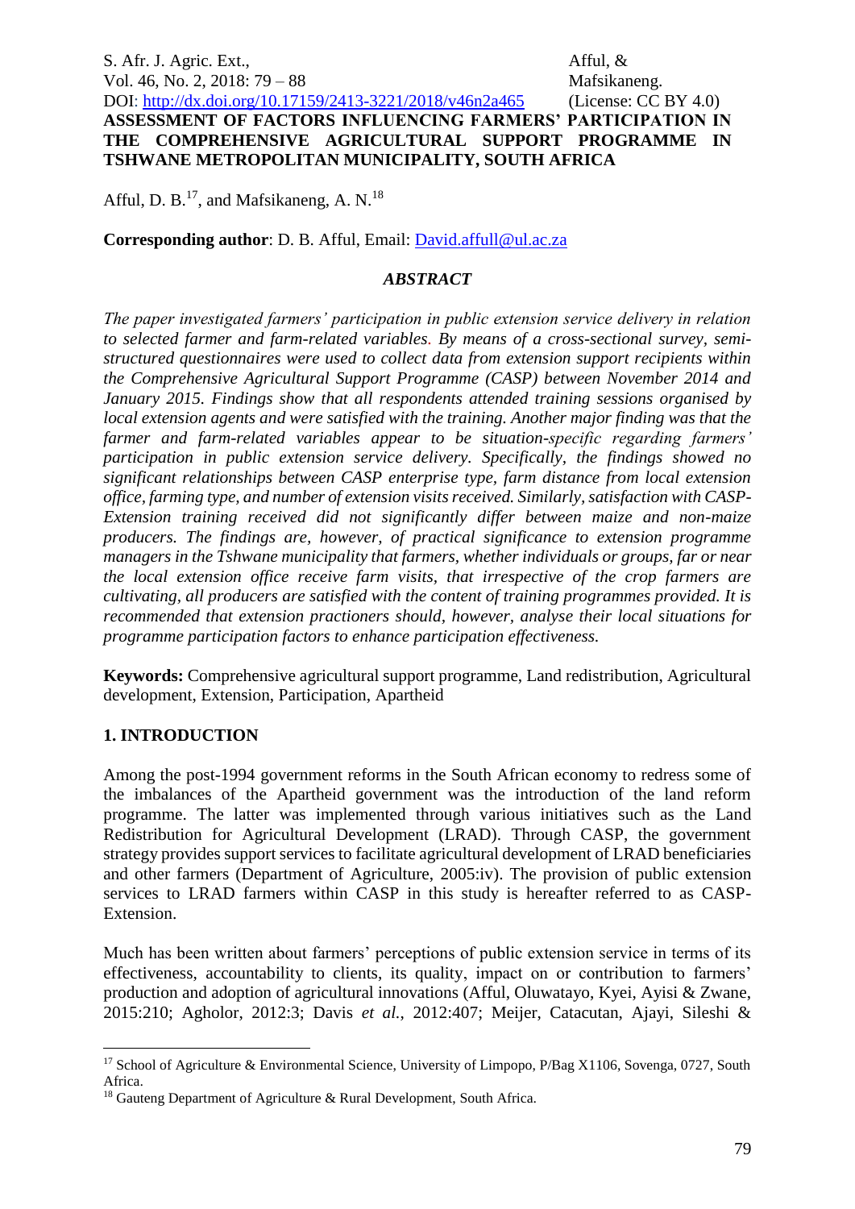# ASSESSMENT OF FACTORS INFLUENCING FARMERS' PARTICIPATION IN THE COMPREHENSIVE AGRICULTURAL SUPPORT PROGRAMME IN TSHWANE METROPOLITAN MUNICIPALITY, SOUTH AFRICA

Afful, D. B.[17], and Mafsikaneng, A. N.[18]

**Corresponding author**: D. B. Afful, Email: David.afful@ul.ac.za

### *ABSTRACT*

*The paper investigated farmers' participation in public extension service delivery in relation to selected farmer and farm-related variables. By means of a cross-sectional survey, semi-structured questionnaires were used to collect data from extension support recipients within the Comprehensive Agricultural Support Programme (CASP) between November 2014 and January 2015. Findings show that all respondents attended training sessions organised by local extension agents and were satisfied with the training. Another major finding was that the farmer and farm-related variables appear to be situation-specific regarding farmers' participation in public extension service delivery. Specifically, the findings showed no significant relationships between CASP enterprise type, farm distance from local extension office, farming type, and number of extension visits received. Similarly, satisfaction with CASP-Extension training received did not significantly differ between maize and non-maize producers. The findings are, however, of practical significance to extension programme managers in the Tshwane municipality that farmers, whether individuals or groups, far or near the local extension office receive farm visits, that irrespective of the crop farmers are cultivating, all producers are satisfied with the content of training programmes provided. It is recommended that extension practioners should, however, analyse their local situations for programme participation factors to enhance participation effectiveness.*

**Keywords:** Comprehensive agricultural support programme, Land redistribution, Agricultural development, Extension, Participation, Apartheid

## 1. INTRODUCTION

Among the post-1994 government reforms in the South African economy to redress some of the imbalances of the Apartheid government was the introduction of the land reform programme. The latter was implemented through various initiatives such as the Land Redistribution for Agricultural Development (LRAD). Through CASP, the government strategy provides support services to facilitate agricultural development of LRAD beneficiaries and other farmers (Department of Agriculture, 2005:iv). The provision of public extension services to LRAD farmers within CASP in this study is hereafter referred to as CASP-Extension.

Much has been written about farmers' perceptions of public extension service in terms of its effectiveness, accountability to clients, its quality, impact on or contribution to farmers' production and adoption of agricultural innovations (Afful, Oluwatayo, Kyei, Ayisi & Zwane, 2015:210; Agholor, 2012:3; Davis *et al.*, 2012:407; Meijer, Catacutan, Ajayi, Sileshi &

---

[17] School of Agriculture & Environmental Science, University of Limpopo, P/Bag X1106, Sovenga, 0727, South Africa.

[18] Gauteng Department of Agriculture & Rural Development, South Africa.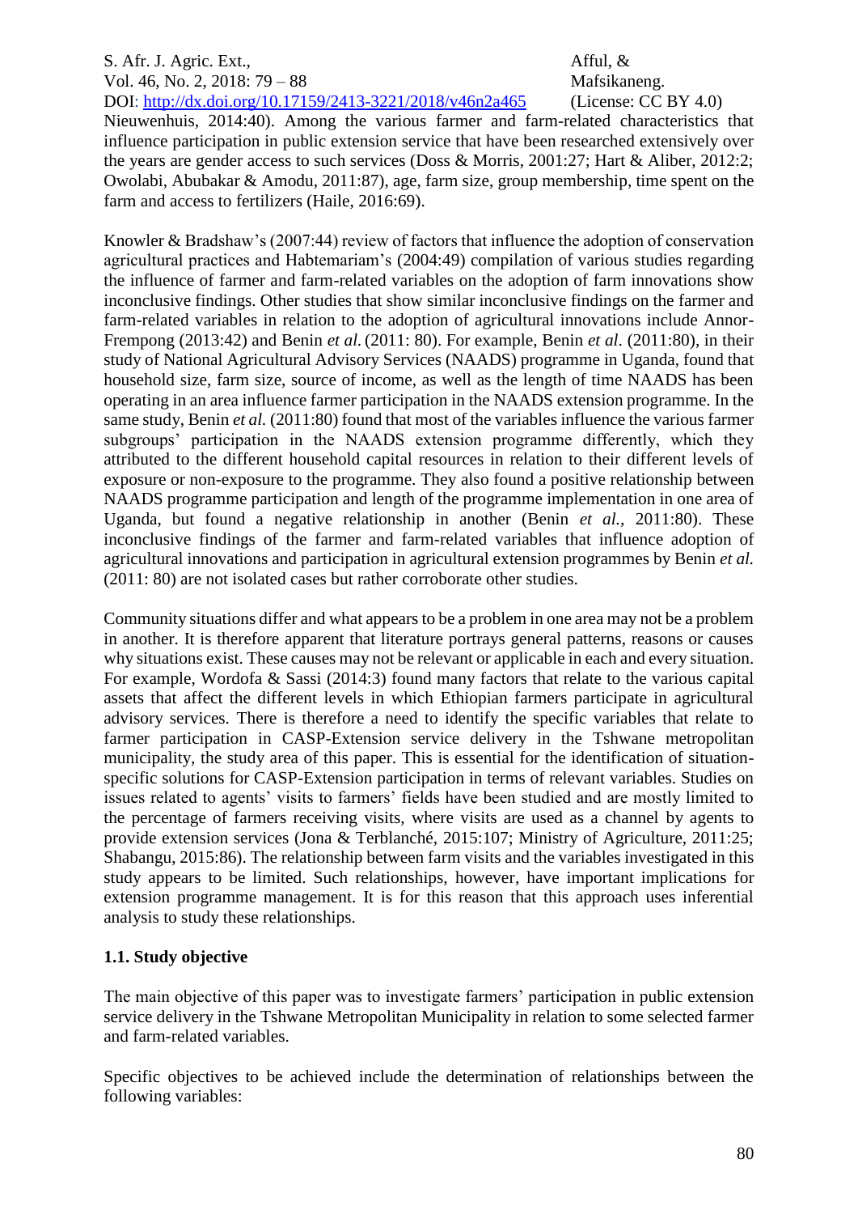Nieuwenhuis, 2014:40). Among the various farmer and farm-related characteristics that influence participation in public extension service that have been researched extensively over the years are gender access to such services (Doss & Morris, 2001:27; Hart & Aliber, 2012:2; Owolabi, Abubakar & Amodu, 2011:87), age, farm size, group membership, time spent on the farm and access to fertilizers (Haile, 2016:69).

Knowler & Bradshaw's (2007:44) review of factors that influence the adoption of conservation agricultural practices and Habtemariam's (2004:49) compilation of various studies regarding the influence of farmer and farm-related variables on the adoption of farm innovations show inconclusive findings. Other studies that show similar inconclusive findings on the farmer and farm-related variables in relation to the adoption of agricultural innovations include Annor-Frempong (2013:42) and Benin *et al.* (2011: 80). For example, Benin *et al*. (2011:80), in their study of National Agricultural Advisory Services (NAADS) programme in Uganda, found that household size, farm size, source of income, as well as the length of time NAADS has been operating in an area influence farmer participation in the NAADS extension programme. In the same study, Benin *et al.* (2011:80) found that most of the variables influence the various farmer subgroups' participation in the NAADS extension programme differently, which they attributed to the different household capital resources in relation to their different levels of exposure or non-exposure to the programme. They also found a positive relationship between NAADS programme participation and length of the programme implementation in one area of Uganda, but found a negative relationship in another (Benin *et al.*, 2011:80). These inconclusive findings of the farmer and farm-related variables that influence adoption of agricultural innovations and participation in agricultural extension programmes by Benin *et al.* (2011: 80) are not isolated cases but rather corroborate other studies.

Community situations differ and what appears to be a problem in one area may not be a problem in another. It is therefore apparent that literature portrays general patterns, reasons or causes why situations exist. These causes may not be relevant or applicable in each and every situation. For example, Wordofa & Sassi (2014:3) found many factors that relate to the various capital assets that affect the different levels in which Ethiopian farmers participate in agricultural advisory services. There is therefore a need to identify the specific variables that relate to farmer participation in CASP-Extension service delivery in the Tshwane metropolitan municipality, the study area of this paper. This is essential for the identification of situation-specific solutions for CASP-Extension participation in terms of relevant variables. Studies on issues related to agents' visits to farmers' fields have been studied and are mostly limited to the percentage of farmers receiving visits, where visits are used as a channel by agents to provide extension services (Jona & Terblanché, 2015:107; Ministry of Agriculture, 2011:25; Shabangu, 2015:86). The relationship between farm visits and the variables investigated in this study appears to be limited. Such relationships, however, have important implications for extension programme management. It is for this reason that this approach uses inferential analysis to study these relationships.

### 1.1. Study objective

The main objective of this paper was to investigate farmers' participation in public extension service delivery in the Tshwane Metropolitan Municipality in relation to some selected farmer and farm-related variables.

Specific objectives to be achieved include the determination of relationships between the following variables: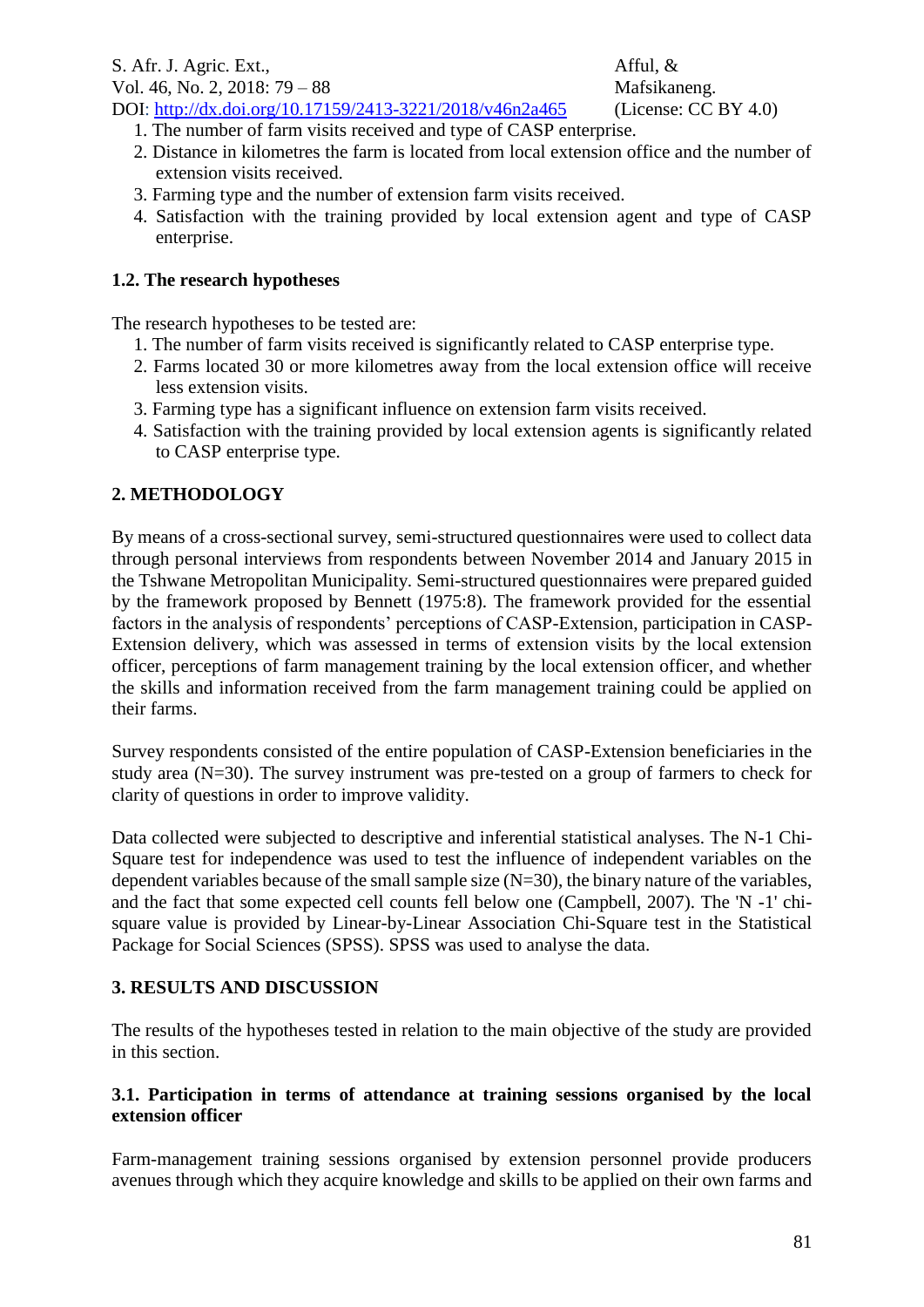1. The number of farm visits received and type of CASP enterprise.
2. Distance in kilometres the farm is located from local extension office and the number of extension visits received.
3. Farming type and the number of extension farm visits received.
4. Satisfaction with the training provided by local extension agent and type of CASP enterprise.

### 1.2. The research hypotheses

The research hypotheses to be tested are:

1. The number of farm visits received is significantly related to CASP enterprise type.
2. Farms located 30 or more kilometres away from the local extension office will receive less extension visits.
3. Farming type has a significant influence on extension farm visits received.
4. Satisfaction with the training provided by local extension agents is significantly related to CASP enterprise type.

## 2. METHODOLOGY

By means of a cross-sectional survey, semi-structured questionnaires were used to collect data through personal interviews from respondents between November 2014 and January 2015 in the Tshwane Metropolitan Municipality. Semi-structured questionnaires were prepared guided by the framework proposed by Bennett (1975:8). The framework provided for the essential factors in the analysis of respondents' perceptions of CASP-Extension, participation in CASP-Extension delivery, which was assessed in terms of extension visits by the local extension officer, perceptions of farm management training by the local extension officer, and whether the skills and information received from the farm management training could be applied on their farms.

Survey respondents consisted of the entire population of CASP-Extension beneficiaries in the study area (N=30). The survey instrument was pre-tested on a group of farmers to check for clarity of questions in order to improve validity.

Data collected were subjected to descriptive and inferential statistical analyses. The N-1 Chi-Square test for independence was used to test the influence of independent variables on the dependent variables because of the small sample size (N=30), the binary nature of the variables, and the fact that some expected cell counts fell below one (Campbell, 2007). The 'N -1' chi-square value is provided by Linear-by-Linear Association Chi-Square test in the Statistical Package for Social Sciences (SPSS). SPSS was used to analyse the data.

## 3. RESULTS AND DISCUSSION

The results of the hypotheses tested in relation to the main objective of the study are provided in this section.

### 3.1. Participation in terms of attendance at training sessions organised by the local extension officer

Farm-management training sessions organised by extension personnel provide producers avenues through which they acquire knowledge and skills to be applied on their own farms and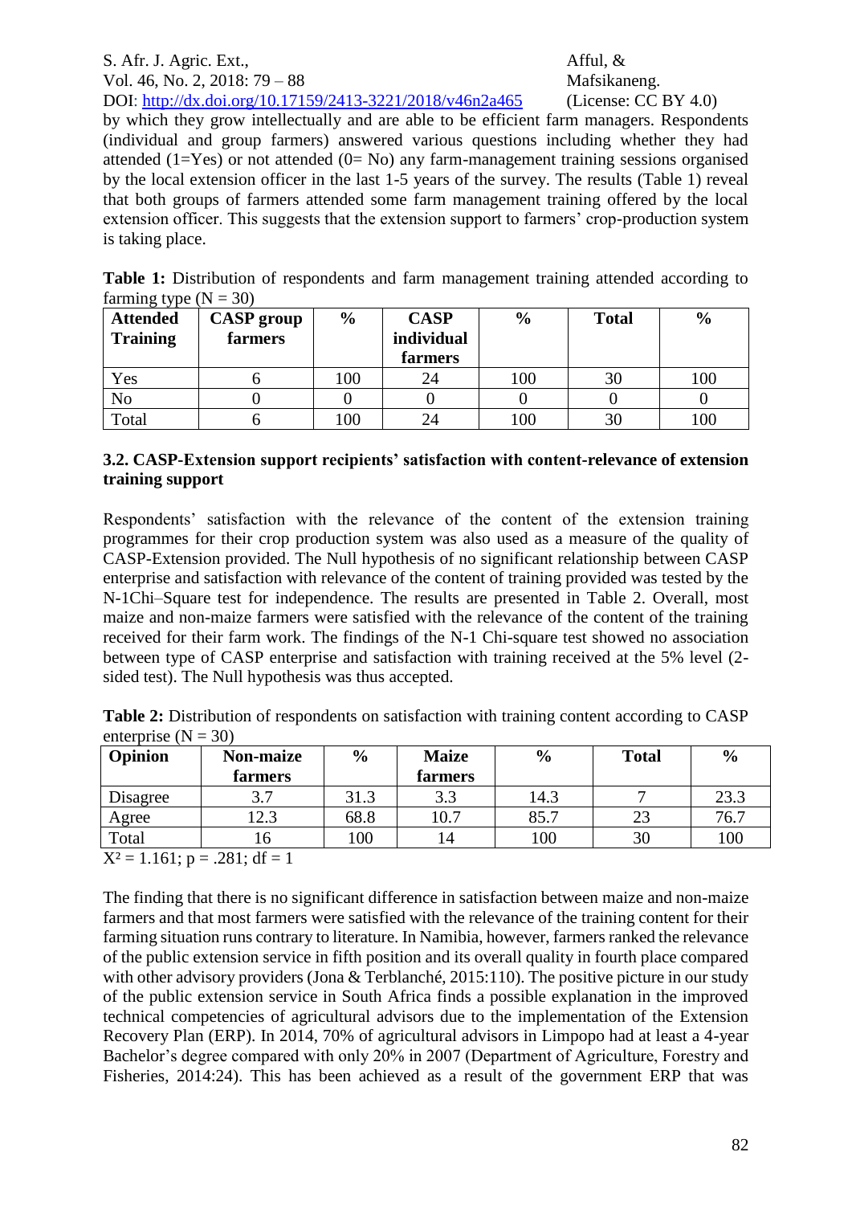by which they grow intellectually and are able to be efficient farm managers. Respondents (individual and group farmers) answered various questions including whether they had attended (1=Yes) or not attended (0= No) any farm-management training sessions organised by the local extension officer in the last 1-5 years of the survey. The results (Table 1) reveal that both groups of farmers attended some farm management training offered by the local extension officer. This suggests that the extension support to farmers' crop-production system is taking place.

**Table 1:** Distribution of respondents and farm management training attended according to farming type (N = 30)

| Attended Training | CASP group farmers | % | CASP individual farmers | % | Total | % |
|---|---|---|---|---|---|---|
| Yes | 6 | 100 | 24 | 100 | 30 | 100 |
| No | 0 | 0 | 0 | 0 | 0 | 0 |
| Total | 6 | 100 | 24 | 100 | 30 | 100 |

### 3.2. CASP-Extension support recipients' satisfaction with content-relevance of extension training support

Respondents' satisfaction with the relevance of the content of the extension training programmes for their crop production system was also used as a measure of the quality of CASP-Extension provided. The Null hypothesis of no significant relationship between CASP enterprise and satisfaction with relevance of the content of training provided was tested by the N-1Chi–Square test for independence. The results are presented in Table 2. Overall, most maize and non-maize farmers were satisfied with the relevance of the content of the training received for their farm work. The findings of the N-1 Chi-square test showed no association between type of CASP enterprise and satisfaction with training received at the 5% level (2-sided test). The Null hypothesis was thus accepted.

**Table 2:** Distribution of respondents on satisfaction with training content according to CASP enterprise (N = 30)

| Opinion | Non-maize farmers | % | Maize farmers | % | Total | % |
|---|---|---|---|---|---|---|
| Disagree | 3.7 | 31.3 | 3.3 | 14.3 | 7 | 23.3 |
| Agree | 12.3 | 68.8 | 10.7 | 85.7 | 23 | 76.7 |
| Total | 16 | 100 | 14 | 100 | 30 | 100 |

$X^2 = 1.161$; $p = .281$; $df = 1$

The finding that there is no significant difference in satisfaction between maize and non-maize farmers and that most farmers were satisfied with the relevance of the training content for their farming situation runs contrary to literature. In Namibia, however, farmers ranked the relevance of the public extension service in fifth position and its overall quality in fourth place compared with other advisory providers (Jona & Terblanché, 2015:110). The positive picture in our study of the public extension service in South Africa finds a possible explanation in the improved technical competencies of agricultural advisors due to the implementation of the Extension Recovery Plan (ERP). In 2014, 70% of agricultural advisors in Limpopo had at least a 4-year Bachelor's degree compared with only 20% in 2007 (Department of Agriculture, Forestry and Fisheries, 2014:24). This has been achieved as a result of the government ERP that was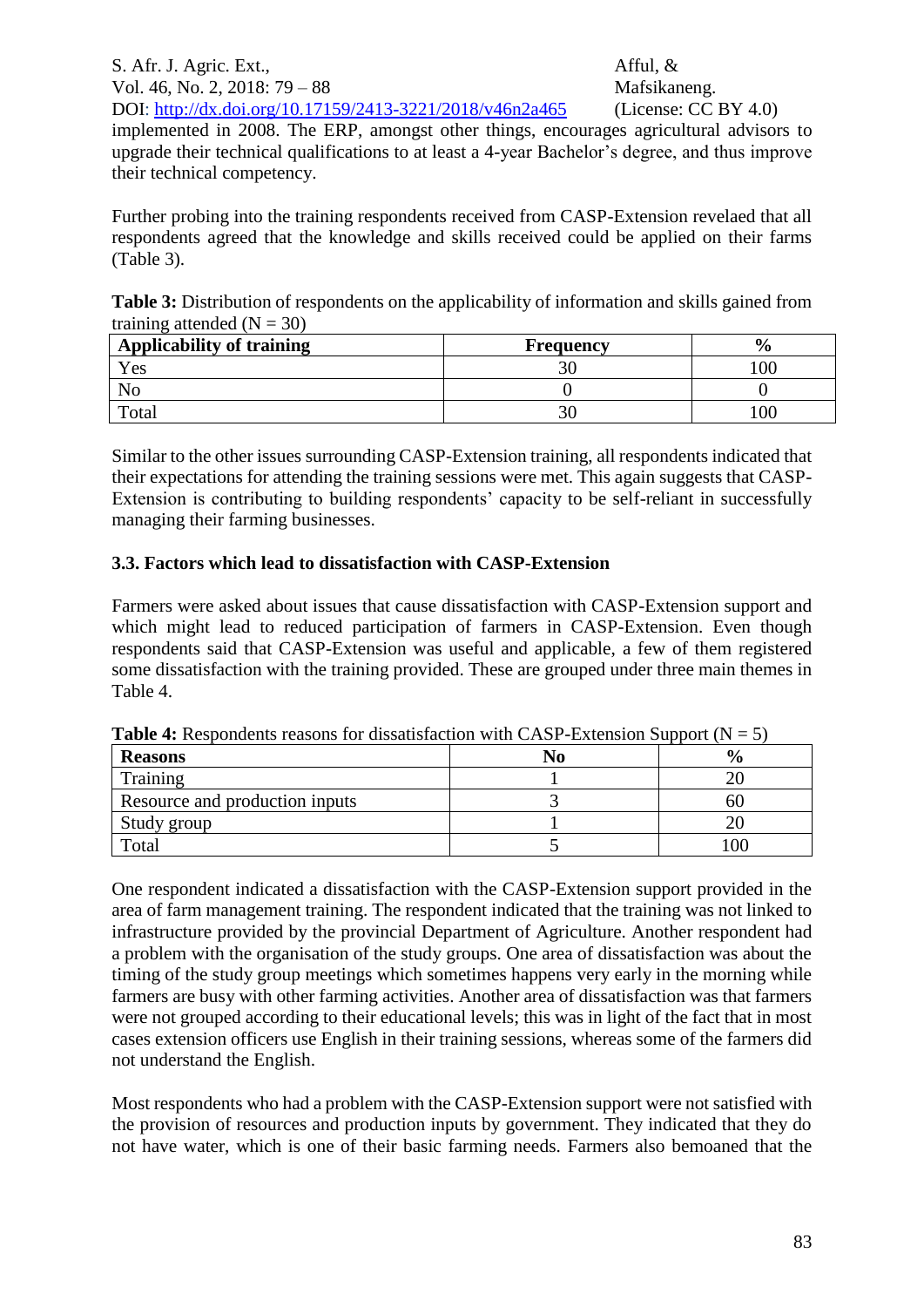implemented in 2008. The ERP, amongst other things, encourages agricultural advisors to upgrade their technical qualifications to at least a 4-year Bachelor's degree, and thus improve their technical competency.

Further probing into the training respondents received from CASP-Extension revelaed that all respondents agreed that the knowledge and skills received could be applied on their farms (Table 3).

**Table 3:** Distribution of respondents on the applicability of information and skills gained from training attended (N = 30)

| Applicability of training | Frequency | % |
|---|---|---|
| Yes | 30 | 100 |
| No | 0 | 0 |
| Total | 30 | 100 |

Similar to the other issues surrounding CASP-Extension training, all respondents indicated that their expectations for attending the training sessions were met. This again suggests that CASP-Extension is contributing to building respondents' capacity to be self-reliant in successfully managing their farming businesses.

### 3.3. Factors which lead to dissatisfaction with CASP-Extension

Farmers were asked about issues that cause dissatisfaction with CASP-Extension support and which might lead to reduced participation of farmers in CASP-Extension. Even though respondents said that CASP-Extension was useful and applicable, a few of them registered some dissatisfaction with the training provided. These are grouped under three main themes in Table 4.

**Table 4:** Respondents reasons for dissatisfaction with CASP-Extension Support (N = 5)

| Reasons | No | % |
|---|---|---|
| Training | 1 | 20 |
| Resource and production inputs | 3 | 60 |
| Study group | 1 | 20 |
| Total | 5 | 100 |

One respondent indicated a dissatisfaction with the CASP-Extension support provided in the area of farm management training. The respondent indicated that the training was not linked to infrastructure provided by the provincial Department of Agriculture. Another respondent had a problem with the organisation of the study groups. One area of dissatisfaction was about the timing of the study group meetings which sometimes happens very early in the morning while farmers are busy with other farming activities. Another area of dissatisfaction was that farmers were not grouped according to their educational levels; this was in light of the fact that in most cases extension officers use English in their training sessions, whereas some of the farmers did not understand the English.

Most respondents who had a problem with the CASP-Extension support were not satisfied with the provision of resources and production inputs by government. They indicated that they do not have water, which is one of their basic farming needs. Farmers also bemoaned that the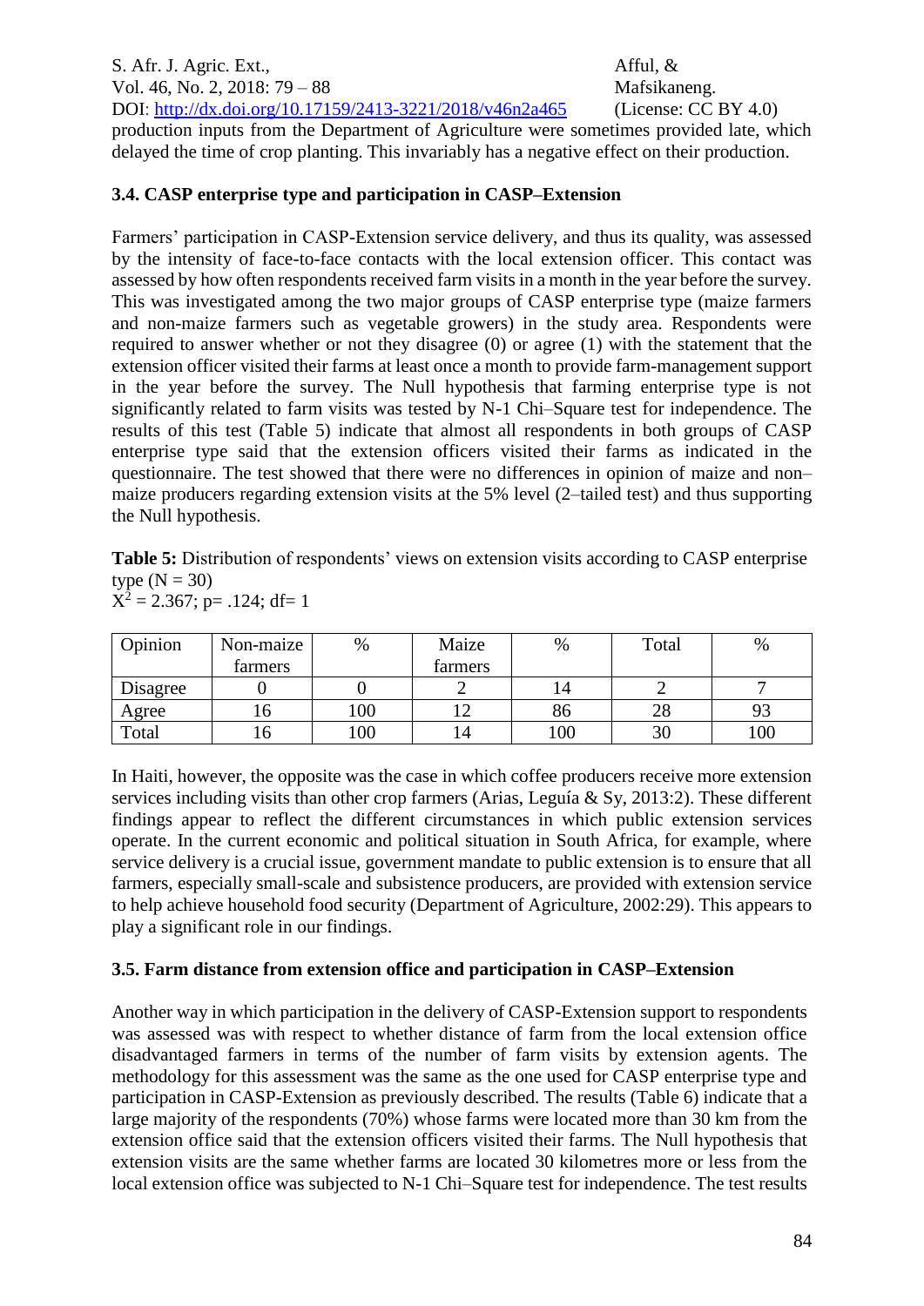production inputs from the Department of Agriculture were sometimes provided late, which delayed the time of crop planting. This invariably has a negative effect on their production.

### 3.4. CASP enterprise type and participation in CASP–Extension

Farmers' participation in CASP-Extension service delivery, and thus its quality, was assessed by the intensity of face-to-face contacts with the local extension officer. This contact was assessed by how often respondents received farm visits in a month in the year before the survey. This was investigated among the two major groups of CASP enterprise type (maize farmers and non-maize farmers such as vegetable growers) in the study area. Respondents were required to answer whether or not they disagree (0) or agree (1) with the statement that the extension officer visited their farms at least once a month to provide farm-management support in the year before the survey. The Null hypothesis that farming enterprise type is not significantly related to farm visits was tested by N-1 Chi–Square test for independence. The results of this test (Table 5) indicate that almost all respondents in both groups of CASP enterprise type said that the extension officers visited their farms as indicated in the questionnaire. The test showed that there were no differences in opinion of maize and non–maize producers regarding extension visits at the 5% level (2–tailed test) and thus supporting the Null hypothesis.

**Table 5:** Distribution of respondents' views on extension visits according to CASP enterprise type (N = 30)
$X^2 = 2.367$; $p = .124$; df= 1

| Opinion | Non-maize farmers | % | Maize farmers | % | Total | % |
|---|---|---|---|---|---|---|
| Disagree | 0 | 0 | 2 | 14 | 2 | 7 |
| Agree | 16 | 100 | 12 | 86 | 28 | 93 |
| Total | 16 | 100 | 14 | 100 | 30 | 100 |

In Haiti, however, the opposite was the case in which coffee producers receive more extension services including visits than other crop farmers (Arias, Leguía & Sy, 2013:2). These different findings appear to reflect the different circumstances in which public extension services operate. In the current economic and political situation in South Africa, for example, where service delivery is a crucial issue, government mandate to public extension is to ensure that all farmers, especially small-scale and subsistence producers, are provided with extension service to help achieve household food security (Department of Agriculture, 2002:29). This appears to play a significant role in our findings.

### 3.5. Farm distance from extension office and participation in CASP–Extension

Another way in which participation in the delivery of CASP-Extension support to respondents was assessed was with respect to whether distance of farm from the local extension office disadvantaged farmers in terms of the number of farm visits by extension agents. The methodology for this assessment was the same as the one used for CASP enterprise type and participation in CASP-Extension as previously described. The results (Table 6) indicate that a large majority of the respondents (70%) whose farms were located more than 30 km from the extension office said that the extension officers visited their farms. The Null hypothesis that extension visits are the same whether farms are located 30 kilometres more or less from the local extension office was subjected to N-1 Chi–Square test for independence. The test results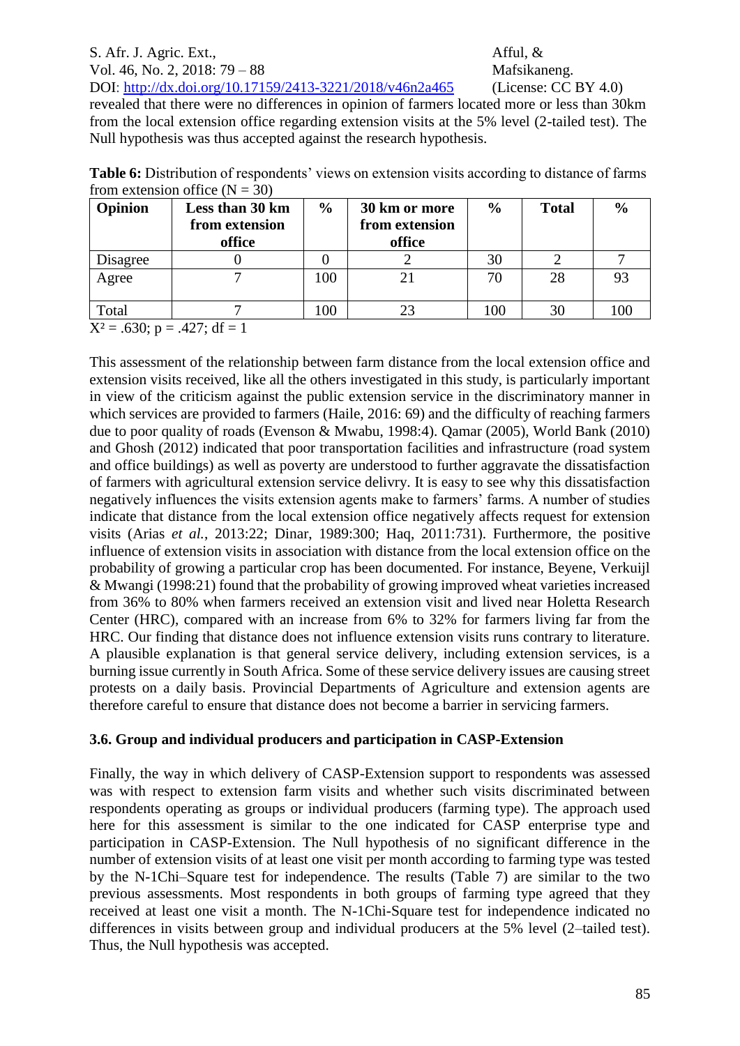revealed that there were no differences in opinion of farmers located more or less than 30km from the local extension office regarding extension visits at the 5% level (2-tailed test). The Null hypothesis was thus accepted against the research hypothesis.

**Table 6:** Distribution of respondents' views on extension visits according to distance of farms from extension office (N = 30)

| Opinion | Less than 30 km from extension office | % | 30 km or more from extension office | % | Total | % |
|---|---|---|---|---|---|---|
| Disagree | 0 | 0 | 2 | 30 | 2 | 7 |
| Agree | 7 | 100 | 21 | 70 | 28 | 93 |
| Total | 7 | 100 | 23 | 100 | 30 | 100 |

$X^2 = .630$; $p = .427$; $df = 1$

This assessment of the relationship between farm distance from the local extension office and extension visits received, like all the others investigated in this study, is particularly important in view of the criticism against the public extension service in the discriminatory manner in which services are provided to farmers (Haile, 2016: 69) and the difficulty of reaching farmers due to poor quality of roads (Evenson & Mwabu, 1998:4). Qamar (2005), World Bank (2010) and Ghosh (2012) indicated that poor transportation facilities and infrastructure (road system and office buildings) as well as poverty are understood to further aggravate the dissatisfaction of farmers with agricultural extension service delivry. It is easy to see why this dissatisfaction negatively influences the visits extension agents make to farmers' farms. A number of studies indicate that distance from the local extension office negatively affects request for extension visits (Arias *et al.*, 2013:22; Dinar, 1989:300; Haq, 2011:731). Furthermore, the positive influence of extension visits in association with distance from the local extension office on the probability of growing a particular crop has been documented. For instance, Beyene, Verkuijl & Mwangi (1998:21) found that the probability of growing improved wheat varieties increased from 36% to 80% when farmers received an extension visit and lived near Holetta Research Center (HRC), compared with an increase from 6% to 32% for farmers living far from the HRC. Our finding that distance does not influence extension visits runs contrary to literature. A plausible explanation is that general service delivery, including extension services, is a burning issue currently in South Africa. Some of these service delivery issues are causing street protests on a daily basis. Provincial Departments of Agriculture and extension agents are therefore careful to ensure that distance does not become a barrier in servicing farmers.

### 3.6. Group and individual producers and participation in CASP-Extension

Finally, the way in which delivery of CASP-Extension support to respondents was assessed was with respect to extension farm visits and whether such visits discriminated between respondents operating as groups or individual producers (farming type). The approach used here for this assessment is similar to the one indicated for CASP enterprise type and participation in CASP-Extension. The Null hypothesis of no significant difference in the number of extension visits of at least one visit per month according to farming type was tested by the N-1Chi–Square test for independence. The results (Table 7) are similar to the two previous assessments. Most respondents in both groups of farming type agreed that they received at least one visit a month. The N-1Chi-Square test for independence indicated no differences in visits between group and individual producers at the 5% level (2–tailed test). Thus, the Null hypothesis was accepted.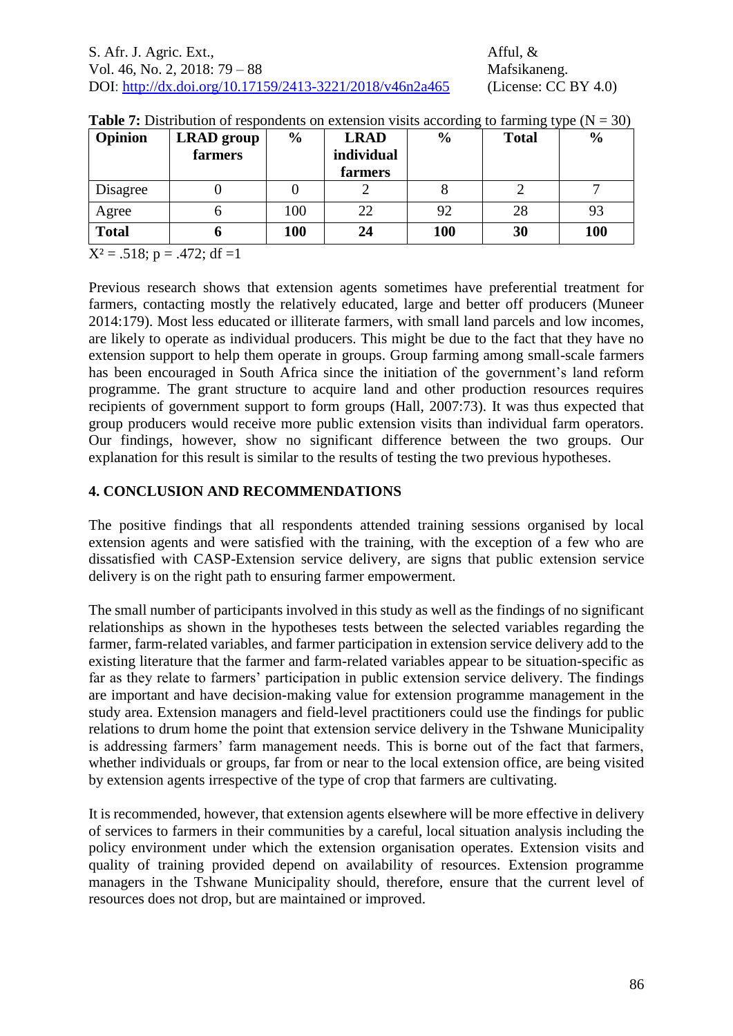**Table 7:** Distribution of respondents on extension visits according to farming type (N = 30)

| Opinion | LRAD group farmers | % | LRAD individual farmers | % | Total | % |
|---|---|---|---|---|---|---|
| Disagree | 0 | 0 | 2 | 8 | 2 | 7 |
| Agree | 6 | 100 | 22 | 92 | 28 | 93 |
| **Total** | **6** | **100** | **24** | **100** | **30** | **100** |

$X^2 = .518$; $p = .472$; $df = 1$

Previous research shows that extension agents sometimes have preferential treatment for farmers, contacting mostly the relatively educated, large and better off producers (Muneer 2014:179). Most less educated or illiterate farmers, with small land parcels and low incomes, are likely to operate as individual producers. This might be due to the fact that they have no extension support to help them operate in groups. Group farming among small-scale farmers has been encouraged in South Africa since the initiation of the government's land reform programme. The grant structure to acquire land and other production resources requires recipients of government support to form groups (Hall, 2007:73). It was thus expected that group producers would receive more public extension visits than individual farm operators. Our findings, however, show no significant difference between the two groups. Our explanation for this result is similar to the results of testing the two previous hypotheses.

## 4. CONCLUSION AND RECOMMENDATIONS

The positive findings that all respondents attended training sessions organised by local extension agents and were satisfied with the training, with the exception of a few who are dissatisfied with CASP-Extension service delivery, are signs that public extension service delivery is on the right path to ensuring farmer empowerment.

The small number of participants involved in this study as well as the findings of no significant relationships as shown in the hypotheses tests between the selected variables regarding the farmer, farm-related variables, and farmer participation in extension service delivery add to the existing literature that the farmer and farm-related variables appear to be situation-specific as far as they relate to farmers' participation in public extension service delivery. The findings are important and have decision-making value for extension programme management in the study area. Extension managers and field-level practitioners could use the findings for public relations to drum home the point that extension service delivery in the Tshwane Municipality is addressing farmers' farm management needs. This is borne out of the fact that farmers, whether individuals or groups, far from or near to the local extension office, are being visited by extension agents irrespective of the type of crop that farmers are cultivating.

It is recommended, however, that extension agents elsewhere will be more effective in delivery of services to farmers in their communities by a careful, local situation analysis including the policy environment under which the extension organisation operates. Extension visits and quality of training provided depend on availability of resources. Extension programme managers in the Tshwane Municipality should, therefore, ensure that the current level of resources does not drop, but are maintained or improved.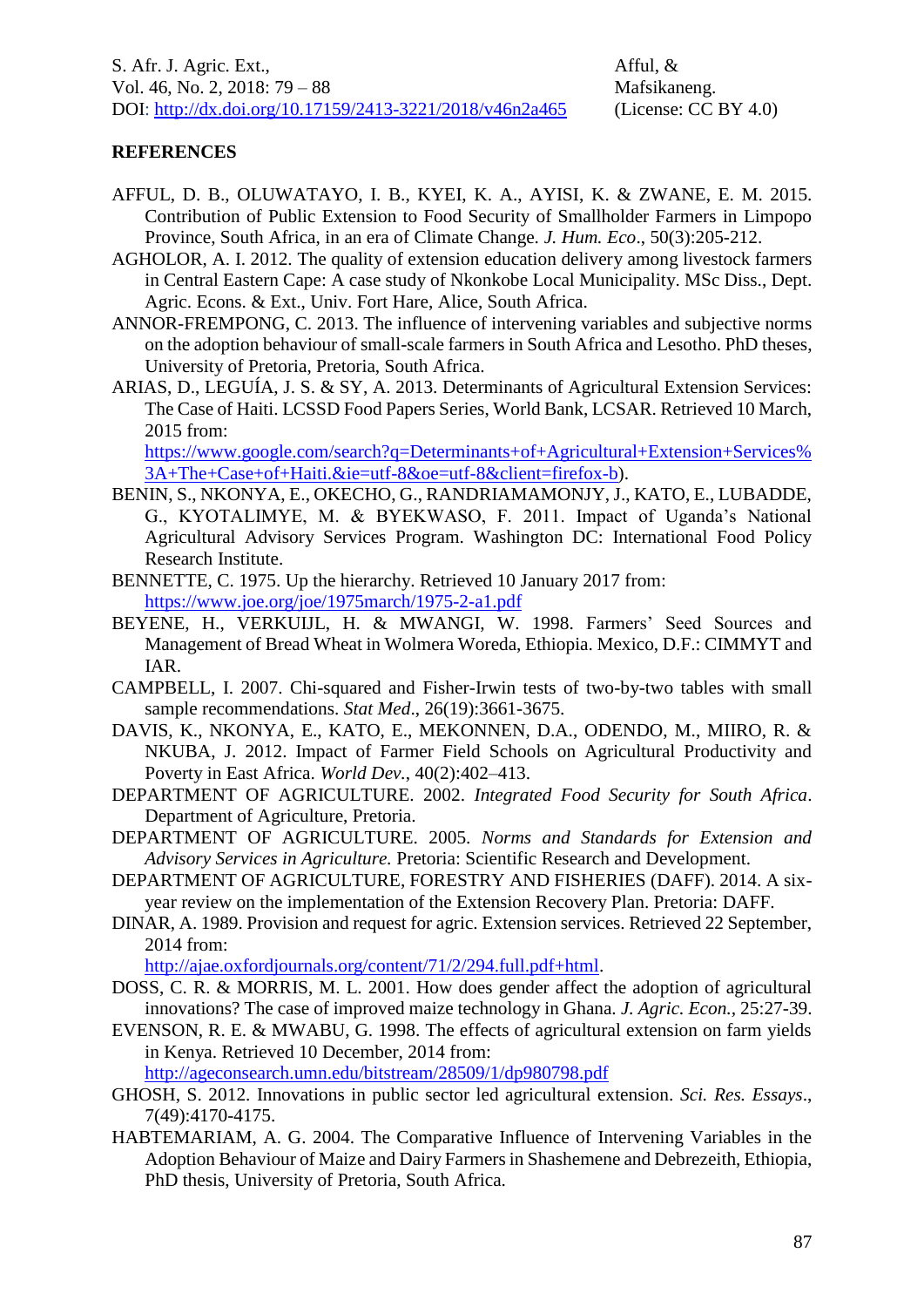**REFERENCES**

AFFUL, D. B., OLUWATAYO, I. B., KYEI, K. A., AYISI, K. & ZWANE, E. M. 2015. Contribution of Public Extension to Food Security of Smallholder Farmers in Limpopo Province, South Africa, in an era of Climate Change. *J. Hum. Eco*., 50(3):205-212.

AGHOLOR, A. I. 2012. The quality of extension education delivery among livestock farmers in Central Eastern Cape: A case study of Nkonkobe Local Municipality. MSc Diss., Dept. Agric. Econs. & Ext., Univ. Fort Hare, Alice, South Africa.

ANNOR-FREMPONG, C. 2013. The influence of intervening variables and subjective norms on the adoption behaviour of small-scale farmers in South Africa and Lesotho. PhD theses, University of Pretoria, Pretoria, South Africa.

ARIAS, D., LEGUÍA, J. S. & SY, A. 2013. Determinants of Agricultural Extension Services: The Case of Haiti. LCSSD Food Papers Series, World Bank, LCSAR. Retrieved 10 March, 2015 from: https://www.google.com/search?q=Determinants+of+Agricultural+Extension+Services%3A+The+Case+of+Haiti.&ie=utf-8&oe=utf-8&client=firefox-b).

BENIN, S., NKONYA, E., OKECHO, G., RANDRIAMAMONJY, J., KATO, E., LUBADDE, G., KYOTALIMYE, M. & BYEKWASO, F. 2011. Impact of Uganda's National Agricultural Advisory Services Program. Washington DC: International Food Policy Research Institute.

BENNETTE, C. 1975. Up the hierarchy. Retrieved 10 January 2017 from: https://www.joe.org/joe/1975march/1975-2-a1.pdf

BEYENE, H., VERKUIJL, H. & MWANGI, W. 1998. Farmers' Seed Sources and Management of Bread Wheat in Wolmera Woreda, Ethiopia. Mexico, D.F.: CIMMYT and IAR.

CAMPBELL, I. 2007. Chi-squared and Fisher-Irwin tests of two-by-two tables with small sample recommendations. *Stat Med*., 26(19):3661-3675.

DAVIS, K., NKONYA, E., KATO, E., MEKONNEN, D.A., ODENDO, M., MIIRO, R. & NKUBA, J. 2012. Impact of Farmer Field Schools on Agricultural Productivity and Poverty in East Africa. *World Dev*., 40(2):402–413.

DEPARTMENT OF AGRICULTURE. 2002. *Integrated Food Security for South Africa*. Department of Agriculture, Pretoria.

DEPARTMENT OF AGRICULTURE. 2005. *Norms and Standards for Extension and Advisory Services in Agriculture.* Pretoria: Scientific Research and Development.

DEPARTMENT OF AGRICULTURE, FORESTRY AND FISHERIES (DAFF). 2014. A six-year review on the implementation of the Extension Recovery Plan. Pretoria: DAFF.

DINAR, A. 1989. Provision and request for agric. Extension services. Retrieved 22 September, 2014 from: http://ajae.oxfordjournals.org/content/71/2/294.full.pdf+html.

DOSS, C. R. & MORRIS, M. L. 2001. How does gender affect the adoption of agricultural innovations? The case of improved maize technology in Ghana. *J. Agric. Econ.*, 25:27-39.

EVENSON, R. E. & MWABU, G. 1998. The effects of agricultural extension on farm yields in Kenya. Retrieved 10 December, 2014 from: http://ageconsearch.umn.edu/bitstream/28509/1/dp980798.pdf

GHOSH, S. 2012. Innovations in public sector led agricultural extension. *Sci. Res. Essays*., 7(49):4170-4175.

HABTEMARIAM, A. G. 2004. The Comparative Influence of Intervening Variables in the Adoption Behaviour of Maize and Dairy Farmers in Shashemene and Debrezeith, Ethiopia, PhD thesis, University of Pretoria, South Africa.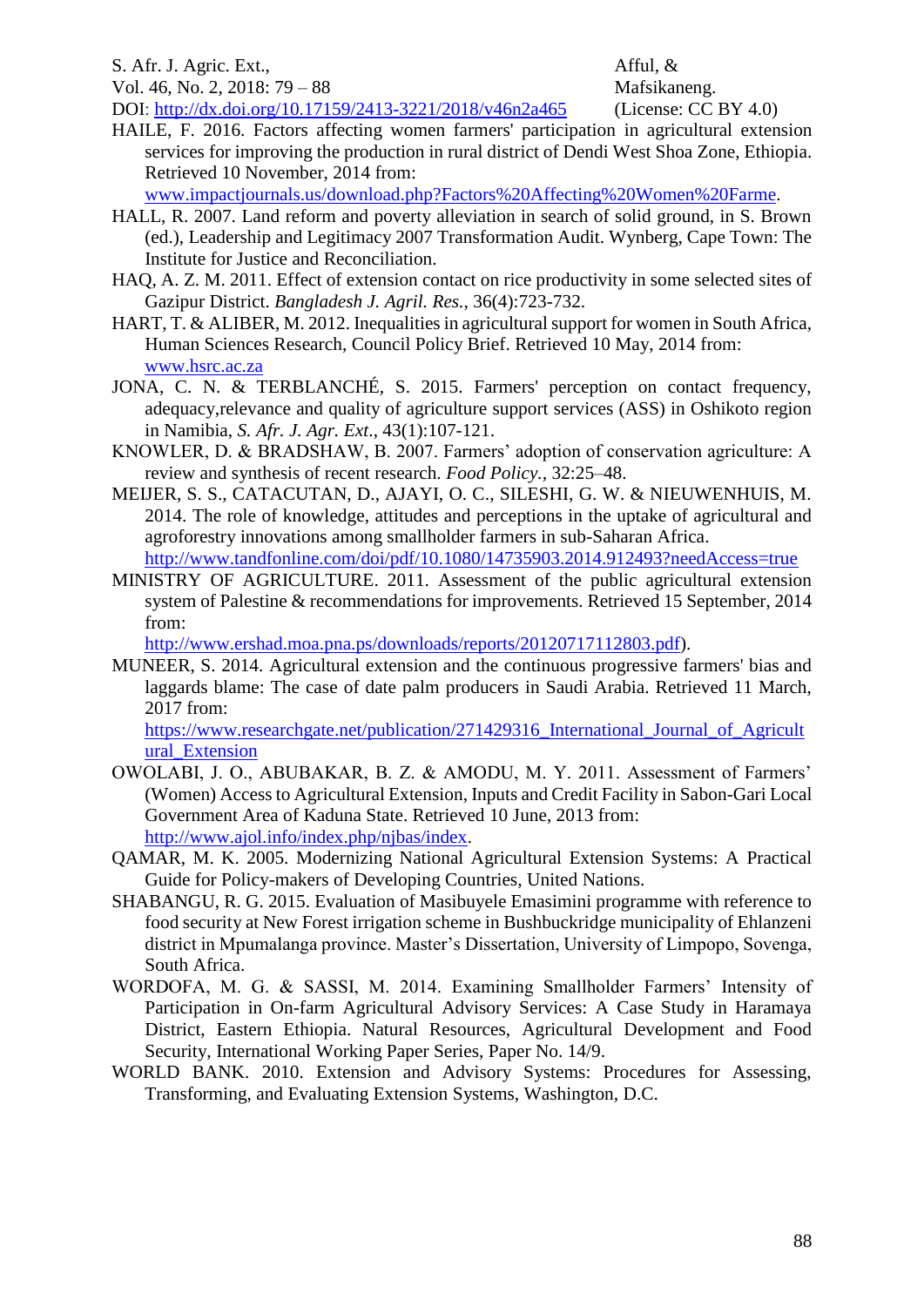HAILE, F. 2016. Factors affecting women farmers' participation in agricultural extension services for improving the production in rural district of Dendi West Shoa Zone, Ethiopia. Retrieved 10 November, 2014 from: www.impactjournals.us/download.php?Factors%20Affecting%20Women%20Farme.

HALL, R. 2007. Land reform and poverty alleviation in search of solid ground, in S. Brown (ed.), Leadership and Legitimacy 2007 Transformation Audit. Wynberg, Cape Town: The Institute for Justice and Reconciliation.

HAQ, A. Z. M. 2011. Effect of extension contact on rice productivity in some selected sites of Gazipur District. *Bangladesh J. Agril. Res.*, 36(4):723-732.

HART, T. & ALIBER, M. 2012. Inequalities in agricultural support for women in South Africa, Human Sciences Research, Council Policy Brief. Retrieved 10 May, 2014 from: www.hsrc.ac.za

JONA, C. N. & TERBLANCHÉ, S. 2015. Farmers' perception on contact frequency, adequacy,relevance and quality of agriculture support services (ASS) in Oshikoto region in Namibia, *S. Afr. J. Agr. Ext*., 43(1):107-121.

KNOWLER, D. & BRADSHAW, B. 2007. Farmers' adoption of conservation agriculture: A review and synthesis of recent research. *Food Policy.*, 32:25–48.

MEIJER, S. S., CATACUTAN, D., AJAYI, O. C., SILESHI, G. W. & NIEUWENHUIS, M. 2014. The role of knowledge, attitudes and perceptions in the uptake of agricultural and agroforestry innovations among smallholder farmers in sub-Saharan Africa. http://www.tandfonline.com/doi/pdf/10.1080/14735903.2014.912493?needAccess=true

MINISTRY OF AGRICULTURE. 2011. Assessment of the public agricultural extension system of Palestine & recommendations for improvements. Retrieved 15 September, 2014 from: http://www.ershad.moa.pna.ps/downloads/reports/20120717112803.pdf).

MUNEER, S. 2014. Agricultural extension and the continuous progressive farmers' bias and laggards blame: The case of date palm producers in Saudi Arabia. Retrieved 11 March, 2017 from: https://www.researchgate.net/publication/271429316_International_Journal_of_Agricultural_Extension

OWOLABI, J. O., ABUBAKAR, B. Z. & AMODU, M. Y. 2011. Assessment of Farmers' (Women) Access to Agricultural Extension, Inputs and Credit Facility in Sabon-Gari Local Government Area of Kaduna State. Retrieved 10 June, 2013 from: http://www.ajol.info/index.php/njbas/index.

QAMAR, M. K. 2005. Modernizing National Agricultural Extension Systems: A Practical Guide for Policy-makers of Developing Countries, United Nations.

SHABANGU, R. G. 2015. Evaluation of Masibuyele Emasimini programme with reference to food security at New Forest irrigation scheme in Bushbuckridge municipality of Ehlanzeni district in Mpumalanga province. Master's Dissertation, University of Limpopo, Sovenga, South Africa.

WORDOFA, M. G. & SASSI, M. 2014. Examining Smallholder Farmers' Intensity of Participation in On-farm Agricultural Advisory Services: A Case Study in Haramaya District, Eastern Ethiopia. Natural Resources, Agricultural Development and Food Security, International Working Paper Series, Paper No. 14/9.

WORLD BANK. 2010. Extension and Advisory Systems: Procedures for Assessing, Transforming, and Evaluating Extension Systems, Washington, D.C.